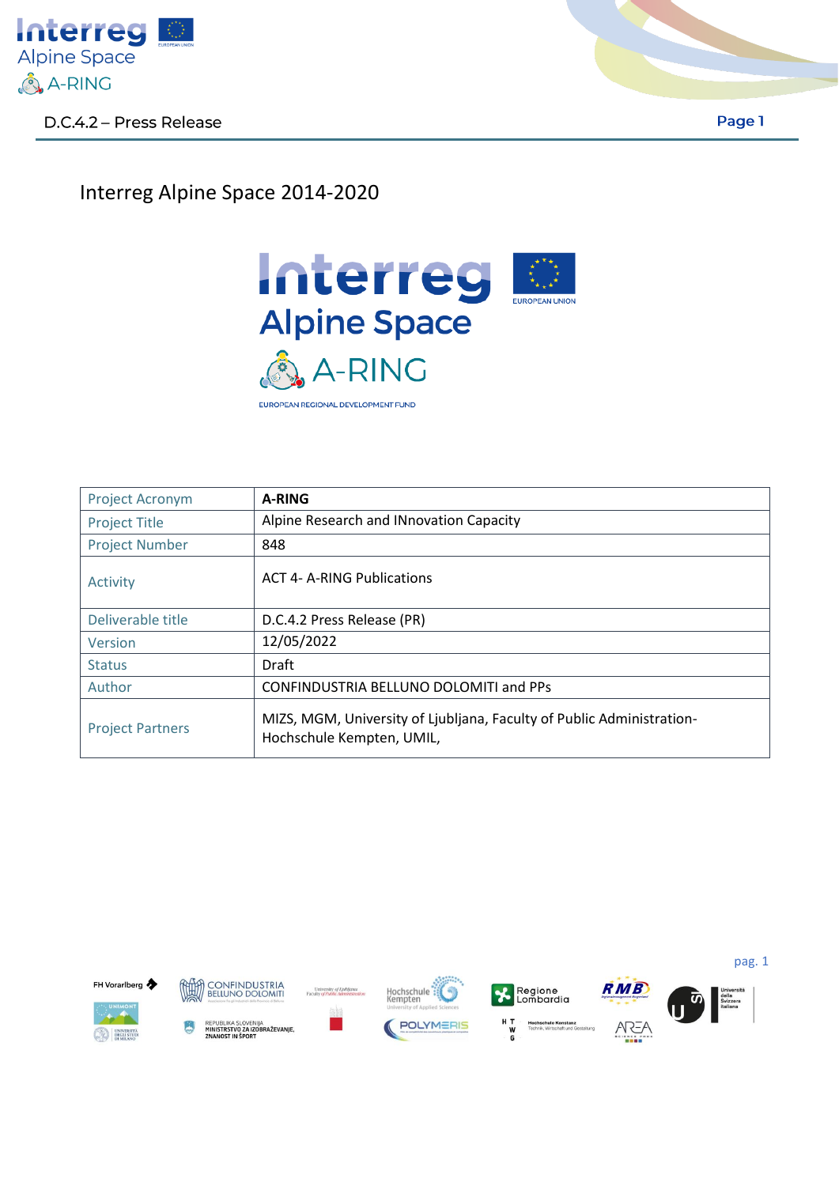Interreg Alpine Space 2014-2020

| Project Acronym | **A-RING** |
|---|---|
| Project Title | Alpine Research and INnovation Capacity |
| Project Number | 848 |
| Activity | ACT 4- A-RING Publications |
| Deliverable title | D.C.4.2 Press Release (PR) |
| Version | 12/05/2022 |
| Status | Draft |
| Author | CONFINDUSTRIA BELLUNO DOLOMITI and PPs |
| Project Partners | MIZS, MGM, University of Ljubljana, Faculty of Public Administration- Hochschule Kempten, UMIL, |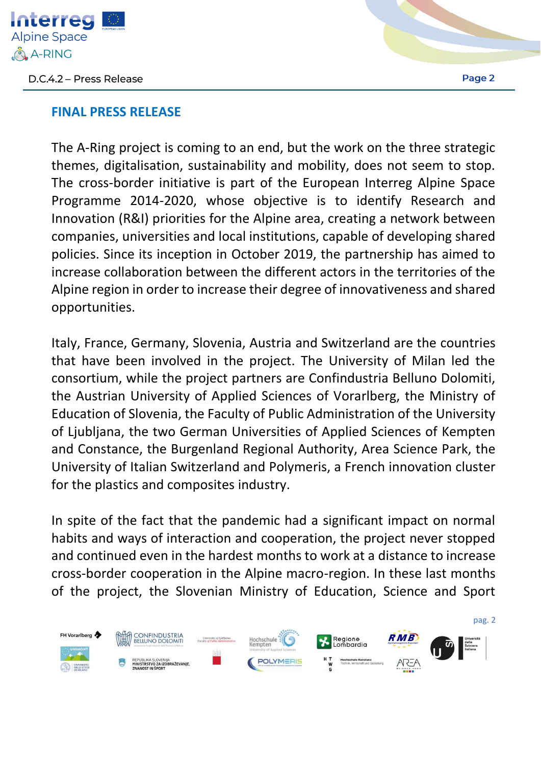## FINAL PRESS RELEASE

The A-Ring project is coming to an end, but the work on the three strategic themes, digitalisation, sustainability and mobility, does not seem to stop. The cross-border initiative is part of the European Interreg Alpine Space Programme 2014-2020, whose objective is to identify Research and Innovation (R&I) priorities for the Alpine area, creating a network between companies, universities and local institutions, capable of developing shared policies. Since its inception in October 2019, the partnership has aimed to increase collaboration between the different actors in the territories of the Alpine region in order to increase their degree of innovativeness and shared opportunities.

Italy, France, Germany, Slovenia, Austria and Switzerland are the countries that have been involved in the project. The University of Milan led the consortium, while the project partners are Confindustria Belluno Dolomiti, the Austrian University of Applied Sciences of Vorarlberg, the Ministry of Education of Slovenia, the Faculty of Public Administration of the University of Ljubljana, the two German Universities of Applied Sciences of Kempten and Constance, the Burgenland Regional Authority, Area Science Park, the University of Italian Switzerland and Polymeris, a French innovation cluster for the plastics and composites industry.

In spite of the fact that the pandemic had a significant impact on normal habits and ways of interaction and cooperation, the project never stopped and continued even in the hardest months to work at a distance to increase cross-border cooperation in the Alpine macro-region. In these last months of the project, the Slovenian Ministry of Education, Science and Sport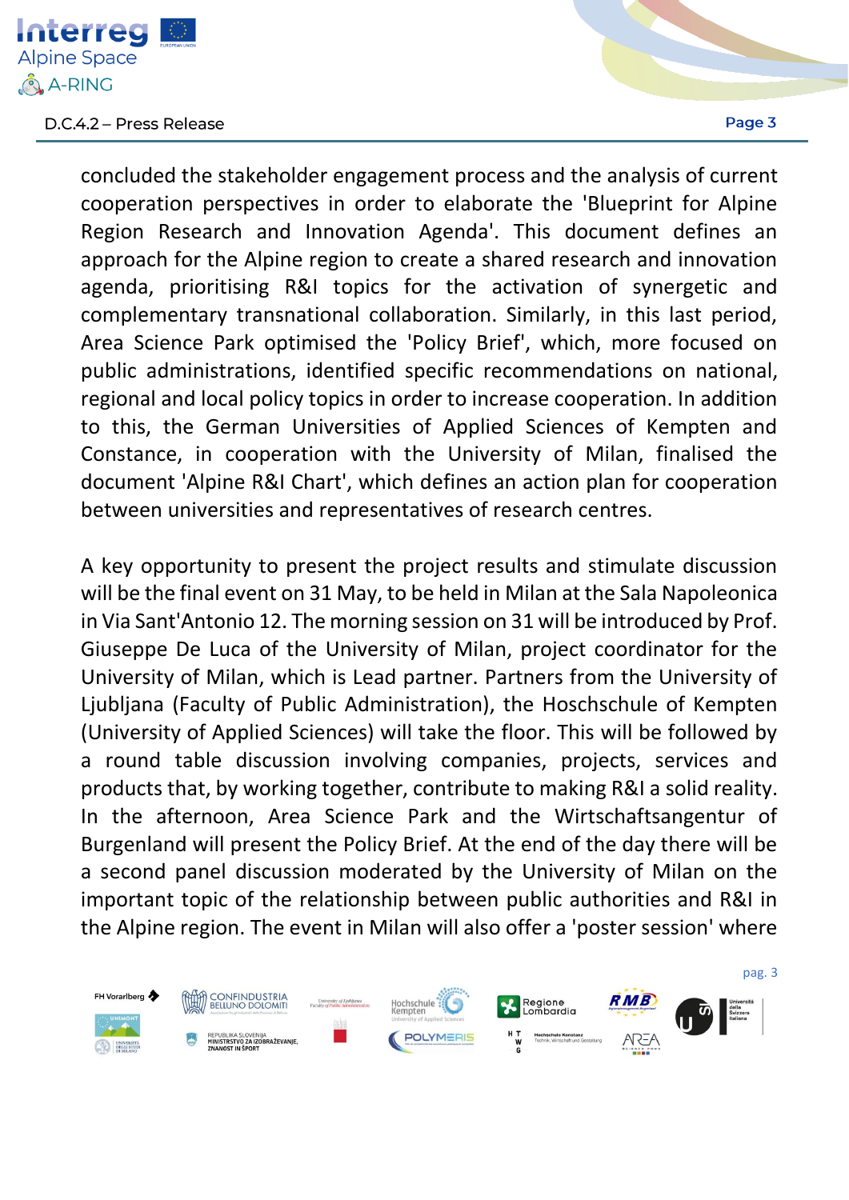concluded the stakeholder engagement process and the analysis of current cooperation perspectives in order to elaborate the 'Blueprint for Alpine Region Research and Innovation Agenda'. This document defines an approach for the Alpine region to create a shared research and innovation agenda, prioritising R&I topics for the activation of synergetic and complementary transnational collaboration. Similarly, in this last period, Area Science Park optimised the 'Policy Brief', which, more focused on public administrations, identified specific recommendations on national, regional and local policy topics in order to increase cooperation. In addition to this, the German Universities of Applied Sciences of Kempten and Constance, in cooperation with the University of Milan, finalised the document 'Alpine R&I Chart', which defines an action plan for cooperation between universities and representatives of research centres.

A key opportunity to present the project results and stimulate discussion will be the final event on 31 May, to be held in Milan at the Sala Napoleonica in Via Sant'Antonio 12. The morning session on 31 will be introduced by Prof. Giuseppe De Luca of the University of Milan, project coordinator for the University of Milan, which is Lead partner. Partners from the University of Ljubljana (Faculty of Public Administration), the Hoschschule of Kempten (University of Applied Sciences) will take the floor. This will be followed by a round table discussion involving companies, projects, services and products that, by working together, contribute to making R&I a solid reality. In the afternoon, Area Science Park and the Wirtschaftsangentur of Burgenland will present the Policy Brief. At the end of the day there will be a second panel discussion moderated by the University of Milan on the important topic of the relationship between public authorities and R&I in the Alpine region. The event in Milan will also offer a 'poster session' where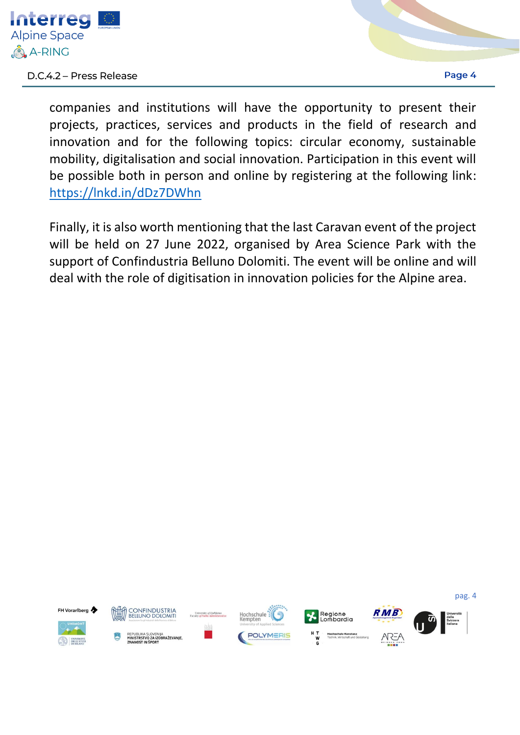companies and institutions will have the opportunity to present their projects, practices, services and products in the field of research and innovation and for the following topics: circular economy, sustainable mobility, digitalisation and social innovation. Participation in this event will be possible both in person and online by registering at the following link: https://lnkd.in/dDz7DWhn

Finally, it is also worth mentioning that the last Caravan event of the project will be held on 27 June 2022, organised by Area Science Park with the support of Confindustria Belluno Dolomiti. The event will be online and will deal with the role of digitisation in innovation policies for the Alpine area.